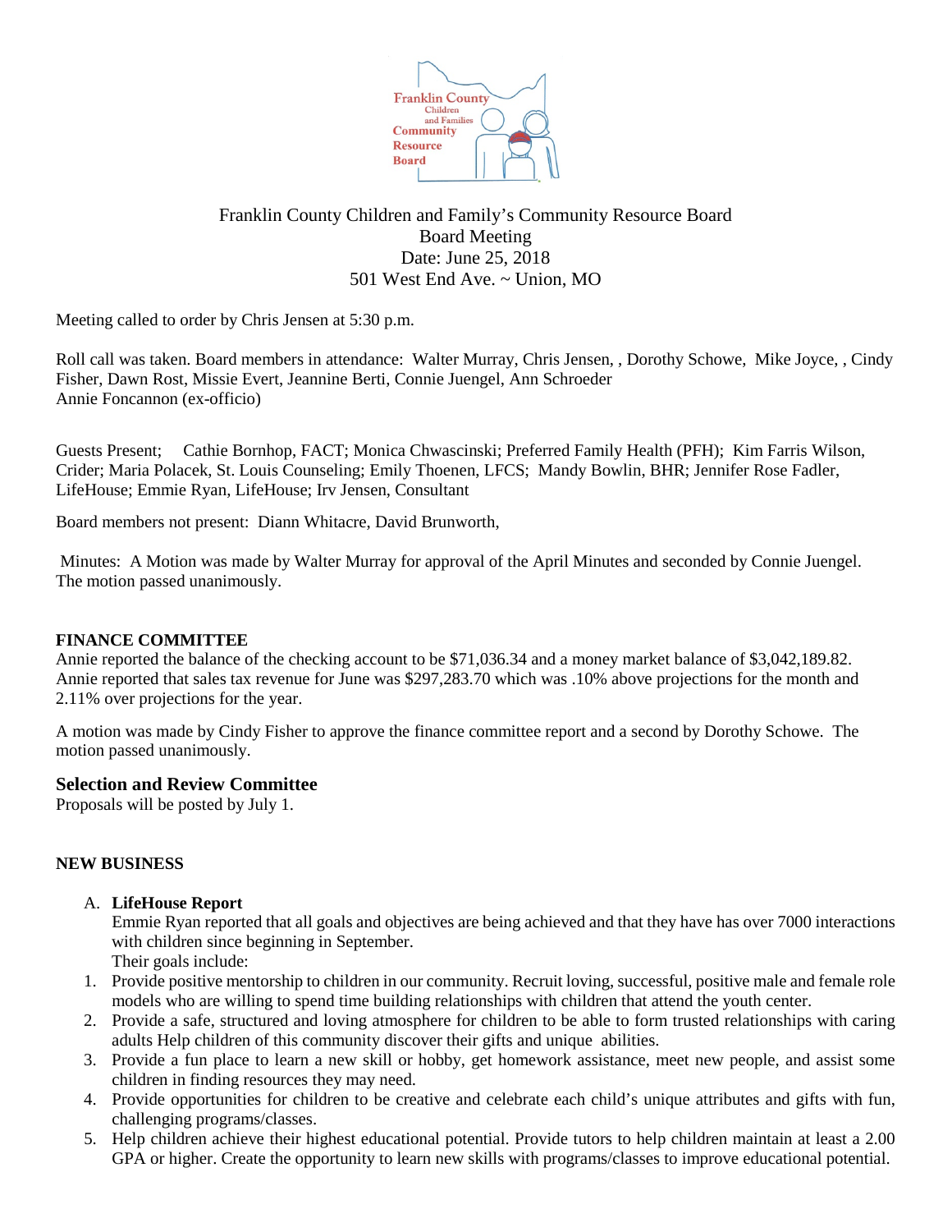Franklin County Children and Family's Community Resource Board
Board Meeting
Date: June 25, 2018
501 West End Ave. ~ Union, MO

Meeting called to order by Chris Jensen at 5:30 p.m.

Roll call was taken. Board members in attendance: Walter Murray, Chris Jensen, , Dorothy Schowe, Mike Joyce, , Cindy Fisher, Dawn Rost, Missie Evert, Jeannine Berti, Connie Juengel, Ann Schroeder
Annie Foncannon (ex-officio)

Guests Present: Cathie Bornhop, FACT; Monica Chwascinski; Preferred Family Health (PFH); Kim Farris Wilson, Crider; Maria Polacek, St. Louis Counseling; Emily Thoenen, LFCS; Mandy Bowlin, BHR; Jennifer Rose Fadler, LifeHouse; Emmie Ryan, LifeHouse; Irv Jensen, Consultant

Board members not present: Diann Whitacre, David Brunworth,

Minutes: A Motion was made by Walter Murray for approval of the April Minutes and seconded by Connie Juengel. The motion passed unanimously.

**FINANCE COMMITTEE**

Annie reported the balance of the checking account to be $71,036.34 and a money market balance of $3,042,189.82. Annie reported that sales tax revenue for June was $297,283.70 which was .10% above projections for the month and 2.11% over projections for the year.

A motion was made by Cindy Fisher to approve the finance committee report and a second by Dorothy Schowe. The motion passed unanimously.

## Selection and Review Committee

Proposals will be posted by July 1.

**NEW BUSINESS**

A. **LifeHouse Report**
   Emmie Ryan reported that all goals and objectives are being achieved and that they have has over 7000 interactions with children since beginning in September.
   Their goals include:

1. Provide positive mentorship to children in our community. Recruit loving, successful, positive male and female role models who are willing to spend time building relationships with children that attend the youth center.
2. Provide a safe, structured and loving atmosphere for children to be able to form trusted relationships with caring adults Help children of this community discover their gifts and unique abilities.
3. Provide a fun place to learn a new skill or hobby, get homework assistance, meet new people, and assist some children in finding resources they may need.
4. Provide opportunities for children to be creative and celebrate each child's unique attributes and gifts with fun, challenging programs/classes.
5. Help children achieve their highest educational potential. Provide tutors to help children maintain at least a 2.00 GPA or higher. Create the opportunity to learn new skills with programs/classes to improve educational potential.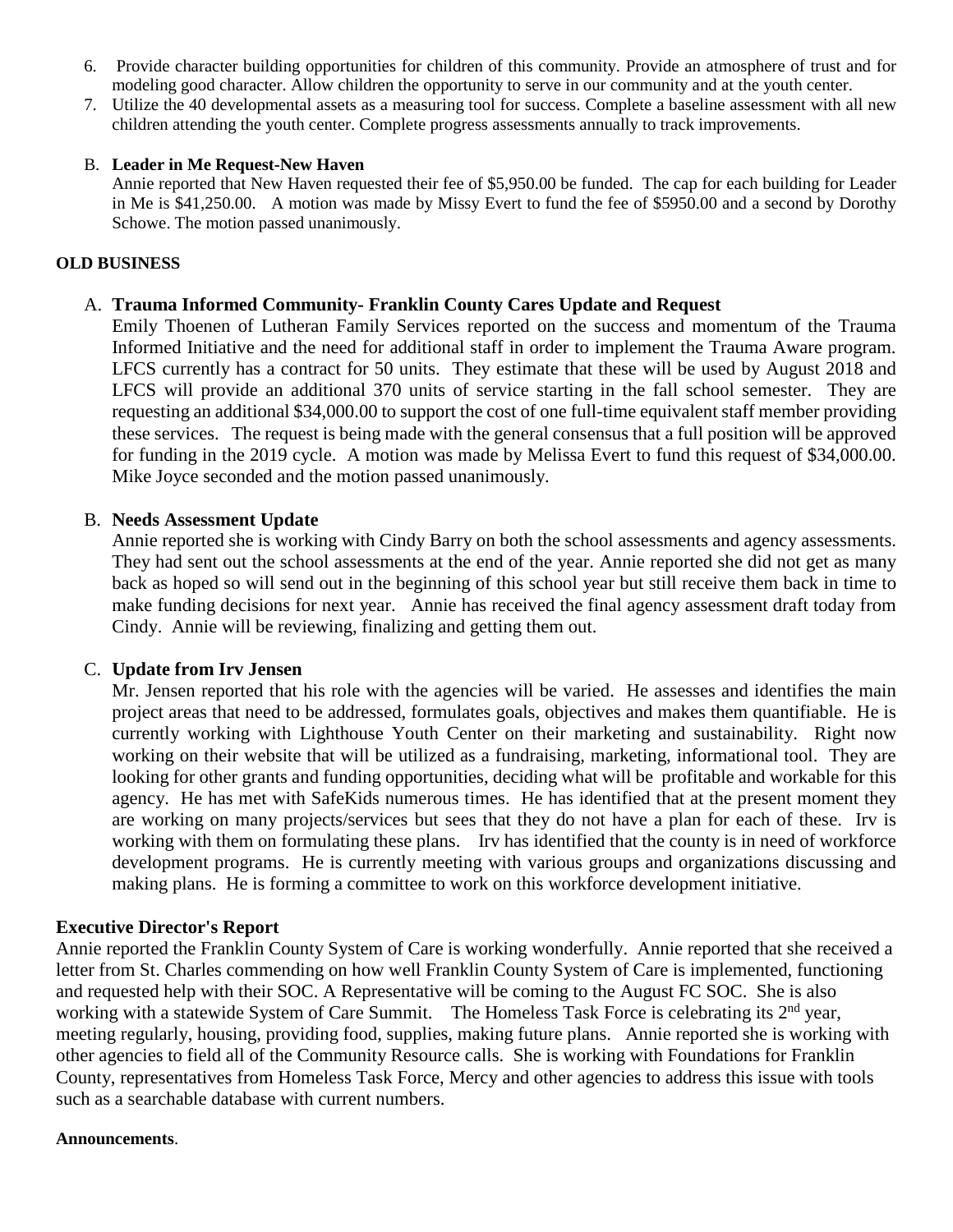6. Provide character building opportunities for children of this community. Provide an atmosphere of trust and for modeling good character. Allow children the opportunity to serve in our community and at the youth center.
7. Utilize the 40 developmental assets as a measuring tool for success. Complete a baseline assessment with all new children attending the youth center. Complete progress assessments annually to track improvements.

B. **Leader in Me Request-New Haven**

Annie reported that New Haven requested their fee of $5,950.00 be funded. The cap for each building for Leader in Me is $41,250.00. A motion was made by Missy Evert to fund the fee of $5950.00 and a second by Dorothy Schowe. The motion passed unanimously.

**OLD BUSINESS**

A. **Trauma Informed Community- Franklin County Cares Update and Request**

Emily Thoenen of Lutheran Family Services reported on the success and momentum of the Trauma Informed Initiative and the need for additional staff in order to implement the Trauma Aware program. LFCS currently has a contract for 50 units. They estimate that these will be used by August 2018 and LFCS will provide an additional 370 units of service starting in the fall school semester. They are requesting an additional $34,000.00 to support the cost of one full-time equivalent staff member providing these services. The request is being made with the general consensus that a full position will be approved for funding in the 2019 cycle. A motion was made by Melissa Evert to fund this request of $34,000.00. Mike Joyce seconded and the motion passed unanimously.

B. **Needs Assessment Update**

Annie reported she is working with Cindy Barry on both the school assessments and agency assessments. They had sent out the school assessments at the end of the year. Annie reported she did not get as many back as hoped so will send out in the beginning of this school year but still receive them back in time to make funding decisions for next year. Annie has received the final agency assessment draft today from Cindy. Annie will be reviewing, finalizing and getting them out.

C. **Update from Irv Jensen**

Mr. Jensen reported that his role with the agencies will be varied. He assesses and identifies the main project areas that need to be addressed, formulates goals, objectives and makes them quantifiable. He is currently working with Lighthouse Youth Center on their marketing and sustainability. Right now working on their website that will be utilized as a fundraising, marketing, informational tool. They are looking for other grants and funding opportunities, deciding what will be profitable and workable for this agency. He has met with SafeKids numerous times. He has identified that at the present moment they are working on many projects/services but sees that they do not have a plan for each of these. Irv is working with them on formulating these plans. Irv has identified that the county is in need of workforce development programs. He is currently meeting with various groups and organizations discussing and making plans. He is forming a committee to work on this workforce development initiative.

**Executive Director's Report**

Annie reported the Franklin County System of Care is working wonderfully. Annie reported that she received a letter from St. Charles commending on how well Franklin County System of Care is implemented, functioning and requested help with their SOC. A Representative will be coming to the August FC SOC. She is also working with a statewide System of Care Summit. The Homeless Task Force is celebrating its 2nd year, meeting regularly, housing, providing food, supplies, making future plans. Annie reported she is working with other agencies to field all of the Community Resource calls. She is working with Foundations for Franklin County, representatives from Homeless Task Force, Mercy and other agencies to address this issue with tools such as a searchable database with current numbers.

**Announcements**.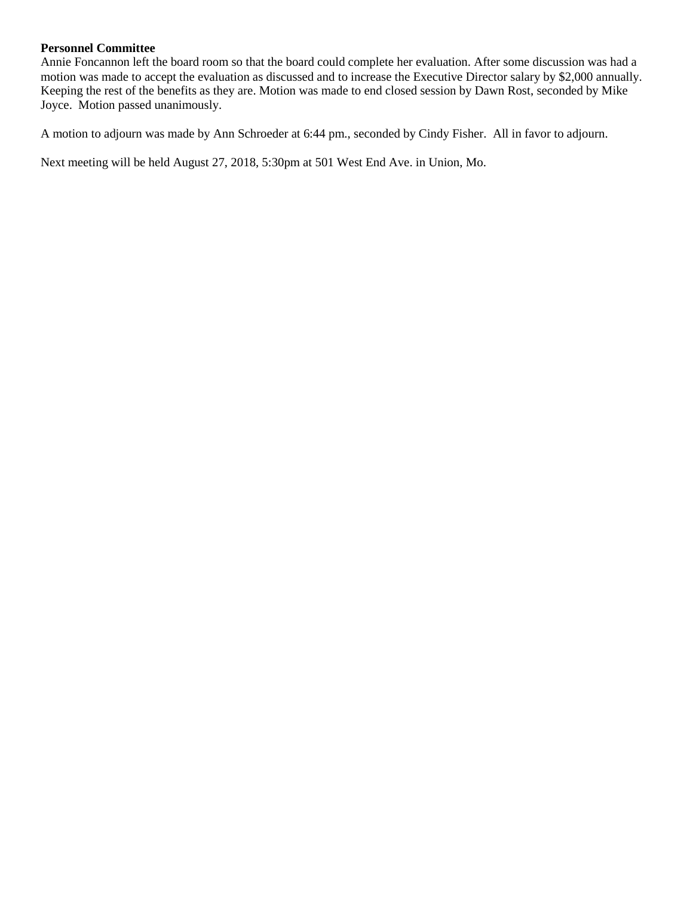**Personnel Committee**

Annie Foncannon left the board room so that the board could complete her evaluation. After some discussion was had a motion was made to accept the evaluation as discussed and to increase the Executive Director salary by $2,000 annually. Keeping the rest of the benefits as they are. Motion was made to end closed session by Dawn Rost, seconded by Mike Joyce. Motion passed unanimously.

A motion to adjourn was made by Ann Schroeder at 6:44 pm., seconded by Cindy Fisher. All in favor to adjourn.

Next meeting will be held August 27, 2018, 5:30pm at 501 West End Ave. in Union, Mo.